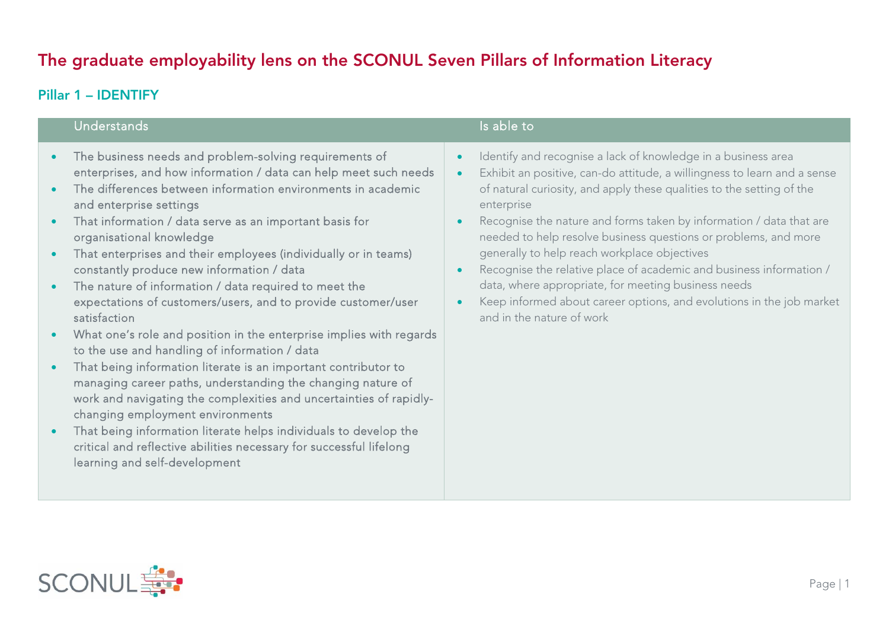# The graduate employability lens on the SCONUL Seven Pillars of Information Literacy

## Pillar 1 – IDENTIFY

| Understands | Is able to |
|---|---|
| • The business needs and problem-solving requirements of enterprises, and how information / data can help meet such needs<br>• The differences between information environments in academic and enterprise settings<br>• That information / data serve as an important basis for organisational knowledge<br>• That enterprises and their employees (individually or in teams) constantly produce new information / data<br>• The nature of information / data required to meet the expectations of customers/users, and to provide customer/user satisfaction<br>• What one's role and position in the enterprise implies with regards to the use and handling of information / data<br>• That being information literate is an important contributor to managing career paths, understanding the changing nature of work and navigating the complexities and uncertainties of rapidly-changing employment environments<br>• That being information literate helps individuals to develop the critical and reflective abilities necessary for successful lifelong learning and self-development | • Identify and recognise a lack of knowledge in a business area<br>• Exhibit an positive, can-do attitude, a willingness to learn and a sense of natural curiosity, and apply these qualities to the setting of the enterprise<br>• Recognise the nature and forms taken by information / data that are needed to help resolve business questions or problems, and more generally to help reach workplace objectives<br>• Recognise the relative place of academic and business information / data, where appropriate, for meeting business needs<br>• Keep informed about career options, and evolutions in the job market and in the nature of work |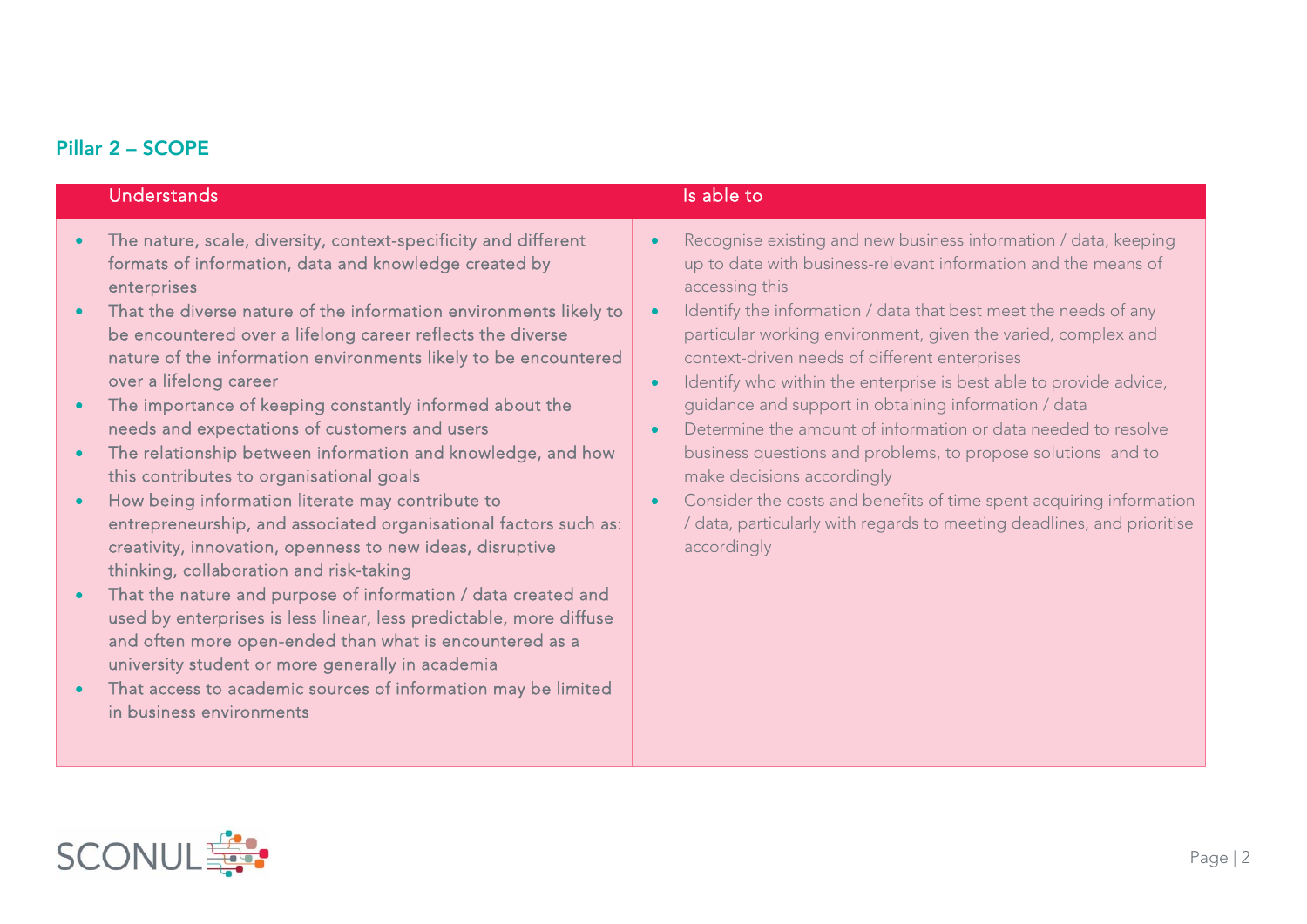## Pillar 2 – SCOPE

| Understands | Is able to |
|---|---|
| • The nature, scale, diversity, context-specificity and different formats of information, data and knowledge created by enterprises<br>• That the diverse nature of the information environments likely to be encountered over a lifelong career reflects the diverse nature of the information environments likely to be encountered over a lifelong career<br>• The importance of keeping constantly informed about the needs and expectations of customers and users<br>• The relationship between information and knowledge, and how this contributes to organisational goals<br>• How being information literate may contribute to entrepreneurship, and associated organisational factors such as: creativity, innovation, openness to new ideas, disruptive thinking, collaboration and risk-taking<br>• That the nature and purpose of information / data created and used by enterprises is less linear, less predictable, more diffuse and often more open-ended than what is encountered as a university student or more generally in academia<br>• That access to academic sources of information may be limited in business environments | • Recognise existing and new business information / data, keeping up to date with business-relevant information and the means of accessing this<br>• Identify the information / data that best meet the needs of any particular working environment, given the varied, complex and context-driven needs of different enterprises<br>• Identify who within the enterprise is best able to provide advice, guidance and support in obtaining information / data<br>• Determine the amount of information or data needed to resolve business questions and problems, to propose solutions and to make decisions accordingly<br>• Consider the costs and benefits of time spent acquiring information / data, particularly with regards to meeting deadlines, and prioritise accordingly |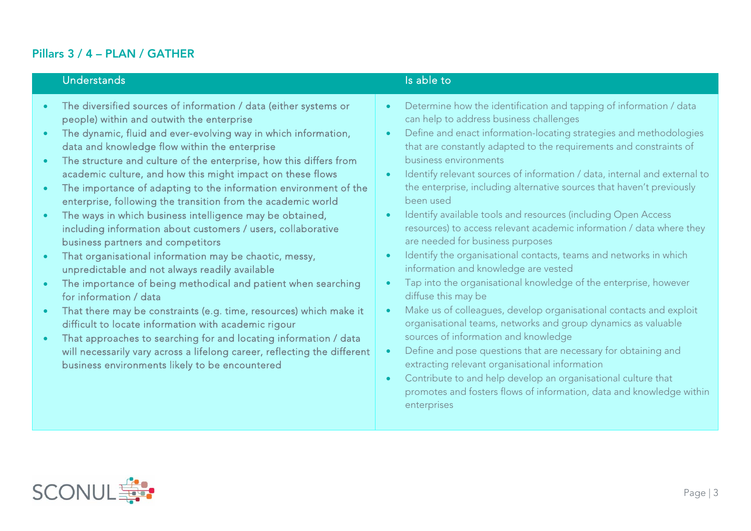## Pillars 3 / 4 – PLAN / GATHER

| Understands | Is able to |
|---|---|
| • The diversified sources of information / data (either systems or people) within and outwith the enterprise<br>• The dynamic, fluid and ever-evolving way in which information, data and knowledge flow within the enterprise<br>• The structure and culture of the enterprise, how this differs from academic culture, and how this might impact on these flows<br>• The importance of adapting to the information environment of the enterprise, following the transition from the academic world<br>• The ways in which business intelligence may be obtained, including information about customers / users, collaborative business partners and competitors<br>• That organisational information may be chaotic, messy, unpredictable and not always readily available<br>• The importance of being methodical and patient when searching for information / data<br>• That there may be constraints (e.g. time, resources) which make it difficult to locate information with academic rigour<br>• That approaches to searching for and locating information / data will necessarily vary across a lifelong career, reflecting the different business environments likely to be encountered | • Determine how the identification and tapping of information / data can help to address business challenges<br>• Define and enact information-locating strategies and methodologies that are constantly adapted to the requirements and constraints of business environments<br>• Identify relevant sources of information / data, internal and external to the enterprise, including alternative sources that haven't previously been used<br>• Identify available tools and resources (including Open Access resources) to access relevant academic information / data where they are needed for business purposes<br>• Identify the organisational contacts, teams and networks in which information and knowledge are vested<br>• Tap into the organisational knowledge of the enterprise, however diffuse this may be<br>• Make us of colleagues, develop organisational contacts and exploit organisational teams, networks and group dynamics as valuable sources of information and knowledge<br>• Define and pose questions that are necessary for obtaining and extracting relevant organisational information<br>• Contribute to and help develop an organisational culture that promotes and fosters flows of information, data and knowledge within enterprises |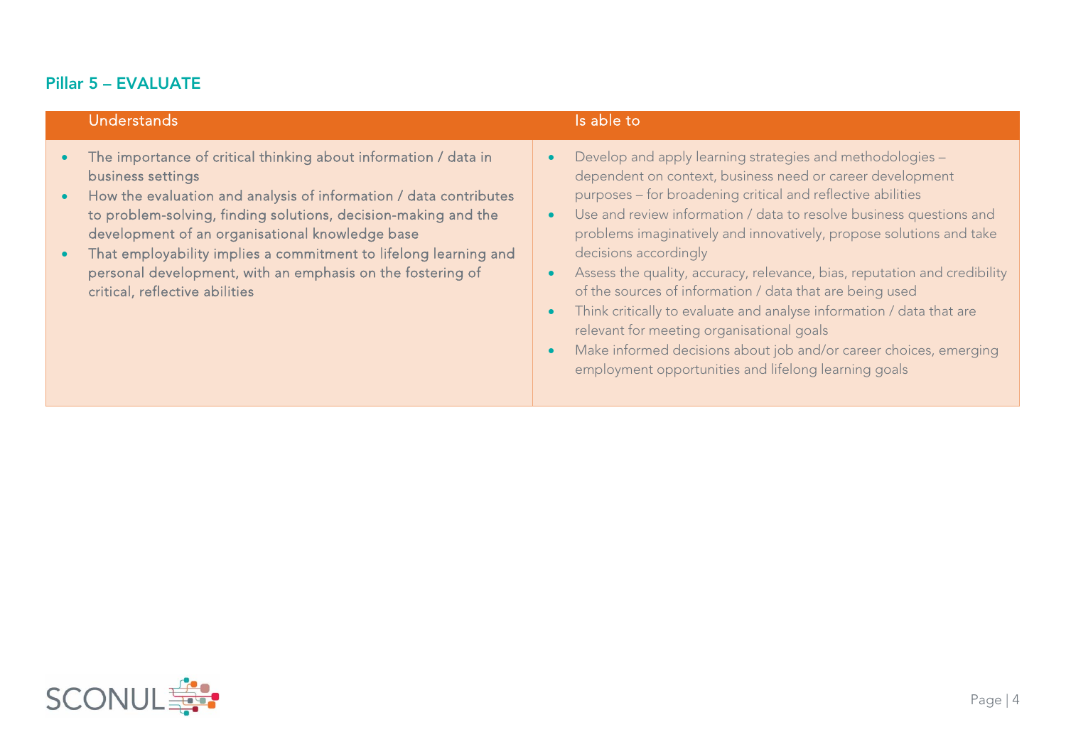## Pillar 5 – EVALUATE

| Understands | Is able to |
| --- | --- |
| • The importance of critical thinking about information / data in business settings<br>• How the evaluation and analysis of information / data contributes to problem-solving, finding solutions, decision-making and the development of an organisational knowledge base<br>• That employability implies a commitment to lifelong learning and personal development, with an emphasis on the fostering of critical, reflective abilities | • Develop and apply learning strategies and methodologies – dependent on context, business need or career development purposes – for broadening critical and reflective abilities<br>• Use and review information / data to resolve business questions and problems imaginatively and innovatively, propose solutions and take decisions accordingly<br>• Assess the quality, accuracy, relevance, bias, reputation and credibility of the sources of information / data that are being used<br>• Think critically to evaluate and analyse information / data that are relevant for meeting organisational goals<br>• Make informed decisions about job and/or career choices, emerging employment opportunities and lifelong learning goals |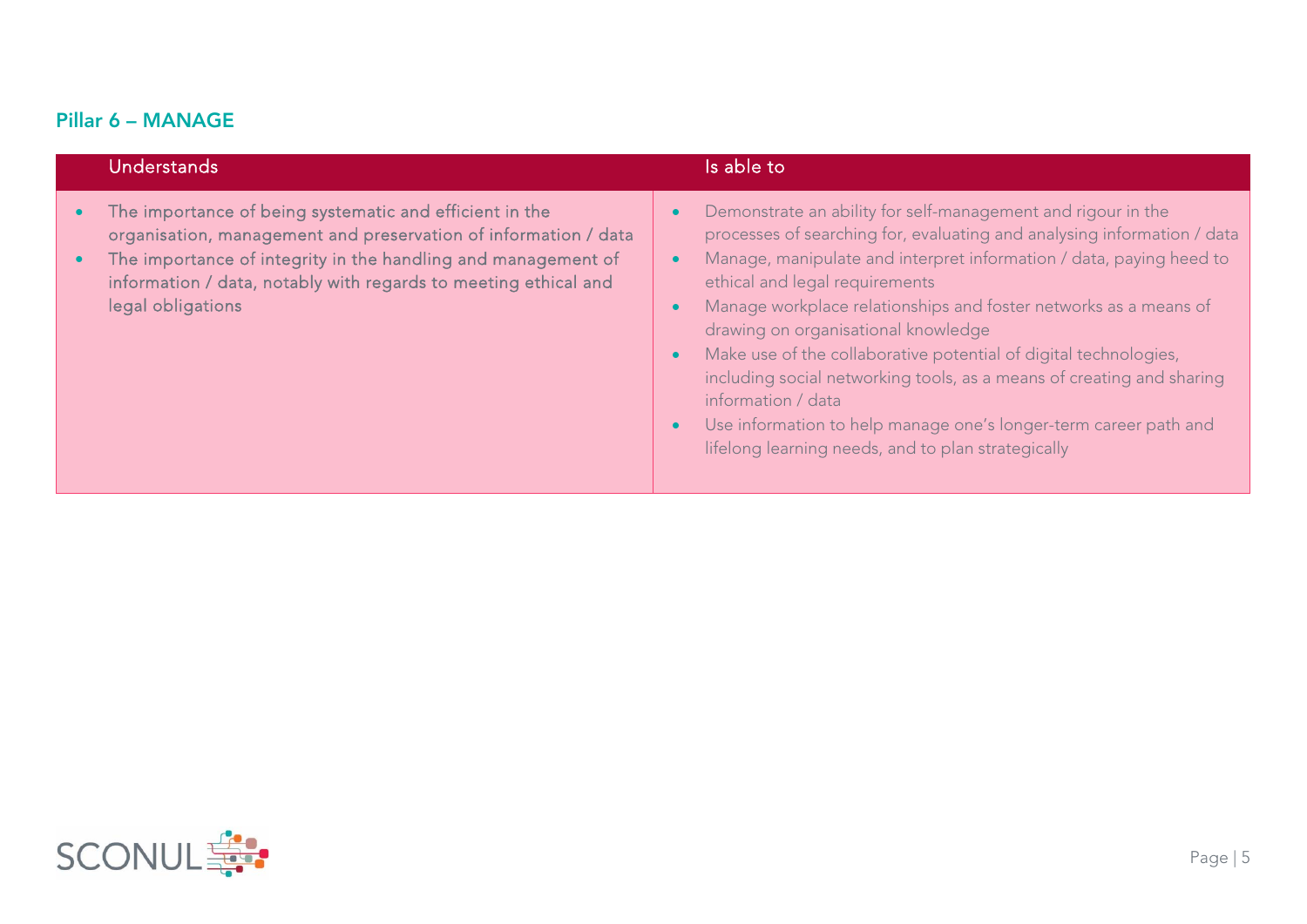## Pillar 6 – MANAGE

| Understands | Is able to |
|---|---|
| • The importance of being systematic and efficient in the organisation, management and preservation of information / data<br>• The importance of integrity in the handling and management of information / data, notably with regards to meeting ethical and legal obligations | • Demonstrate an ability for self-management and rigour in the processes of searching for, evaluating and analysing information / data<br>• Manage, manipulate and interpret information / data, paying heed to ethical and legal requirements<br>• Manage workplace relationships and foster networks as a means of drawing on organisational knowledge<br>• Make use of the collaborative potential of digital technologies, including social networking tools, as a means of creating and sharing information / data<br>• Use information to help manage one's longer-term career path and lifelong learning needs, and to plan strategically |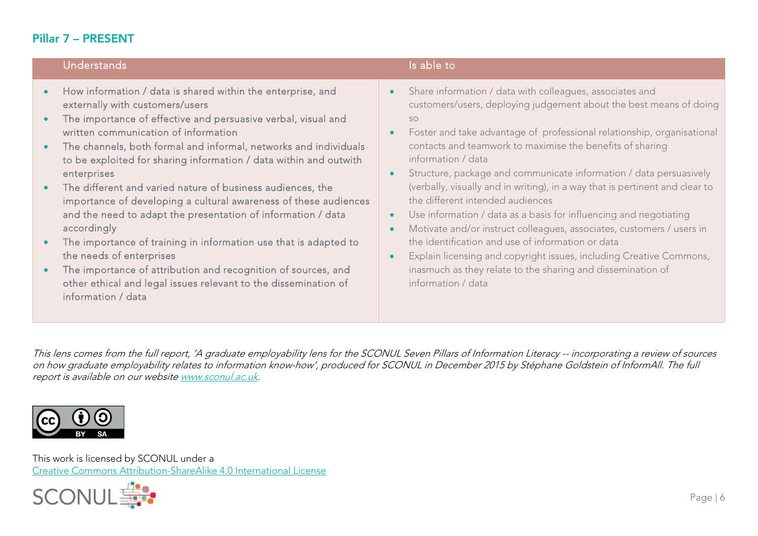## Pillar 7 – PRESENT

| Understands | Is able to |
|---|---|
| • How information / data is shared within the enterprise, and externally with customers/users<br>• The importance of effective and persuasive verbal, visual and written communication of information<br>• The channels, both formal and informal, networks and individuals to be exploited for sharing information / data within and outwith enterprises<br>• The different and varied nature of business audiences, the importance of developing a cultural awareness of these audiences and the need to adapt the presentation of information / data accordingly<br>• The importance of training in information use that is adapted to the needs of enterprises<br>• The importance of attribution and recognition of sources, and other ethical and legal issues relevant to the dissemination of information / data | • Share information / data with colleagues, associates and customers/users, deploying judgement about the best means of doing so<br>• Foster and take advantage of professional relationship, organisational contacts and teamwork to maximise the benefits of sharing information / data<br>• Structure, package and communicate information / data persuasively (verbally, visually and in writing), in a way that is pertinent and clear to the different intended audiences<br>• Use information / data as a basis for influencing and negotiating<br>• Motivate and/or instruct colleagues, associates, customers / users in the identification and use of information or data<br>• Explain licensing and copyright issues, including Creative Commons, inasmuch as they relate to the sharing and dissemination of information / data |

*This lens comes from the full report, 'A graduate employability lens for the SCONUL Seven Pillars of Information Literacy -- incorporating a review of sources on how graduate employability relates to information know-how', produced for SCONUL in December 2015 by Stéphane Goldstein of InformAll. The full report is available on our website [www.sconul.ac.uk](http://www.sconul.ac.uk).*

This work is licensed by SCONUL under a
[Creative Commons Attribution-ShareAlike 4.0 International License](https://creativecommons.org/licenses/by-sa/4.0/)